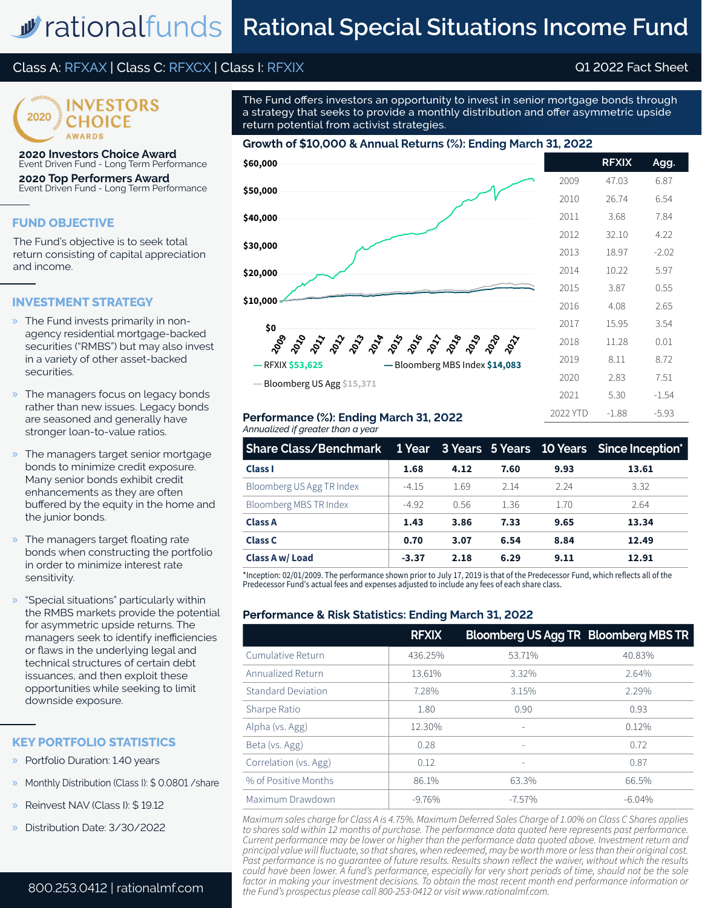# Rational Special Situations Income Fund

Class A: RFXAX | Class C: RFXCX | Class I: RFXIX

Q1 2022 Fact Sheet

2020 INVESTORS CHOICE AWARDS

**2020 Investors Choice Award**
Event Driven Fund - Long Term Performance

**2020 Top Performers Award**
Event Driven Fund - Long Term Performance

## FUND OBJECTIVE

The Fund's objective is to seek total return consisting of capital appreciation and income.

## INVESTMENT STRATEGY

- The Fund invests primarily in non-agency residential mortgage-backed securities ("RMBS") but may also invest in a variety of other asset-backed securities.
- The managers focus on legacy bonds rather than new issues. Legacy bonds are seasoned and generally have stronger loan-to-value ratios.
- The managers target senior mortgage bonds to minimize credit exposure. Many senior bonds exhibit credit enhancements as they are often buffered by the equity in the home and the junior bonds.
- The managers target floating rate bonds when constructing the portfolio in order to minimize interest rate sensitivity.
- "Special situations" particularly within the RMBS markets provide the potential for asymmetric upside returns. The managers seek to identify inefficiencies or flaws in the underlying legal and technical structures of certain debt issuances, and then exploit these opportunities while seeking to limit downside exposure.

## KEY PORTFOLIO STATISTICS

- Portfolio Duration: 1.40 years
- Monthly Distribution (Class I): $ 0.0801 /share
- Reinvest NAV (Class I): $ 19.12
- Distribution Date: 3/30/2022

800.253.0412 | rationalmf.com

The Fund offers investors an opportunity to invest in senior mortgage bonds through a strategy that seeks to provide a monthly distribution and offer asymmetric upside return potential from activist strategies.

## Growth of $10,000 & Annual Returns (%): Ending March 31, 2022

— RFXIX $53,625 — Bloomberg MBS Index $14,083 — Bloomberg US Agg $15,371

| | RFXIX | Agg. |
|---|---|---|
| 2009 | 47.03 | 6.87 |
| 2010 | 26.74 | 6.54 |
| 2011 | 3.68 | 7.84 |
| 2012 | 32.10 | 4.22 |
| 2013 | 18.97 | -2.02 |
| 2014 | 10.22 | 5.97 |
| 2015 | 3.87 | 0.55 |
| 2016 | 4.08 | 2.65 |
| 2017 | 15.95 | 3.54 |
| 2018 | 11.28 | 0.01 |
| 2019 | 8.11 | 8.72 |
| 2020 | 2.83 | 7.51 |
| 2021 | 5.30 | -1.54 |
| 2022 YTD | -1.88 | -5.93 |

## Performance (%): Ending March 31, 2022

*Annualized if greater than a year*

| Share Class/Benchmark | 1 Year | 3 Years | 5 Years | 10 Years | Since Inception* |
|---|---|---|---|---|---|
| **Class I** | **1.68** | **4.12** | **7.60** | **9.93** | **13.61** |
| Bloomberg US Agg TR Index | -4.15 | 1.69 | 2.14 | 2.24 | 3.32 |
| Bloomberg MBS TR Index | -4.92 | 0.56 | 1.36 | 1.70 | 2.64 |
| **Class A** | **1.43** | **3.86** | **7.33** | **9.65** | **13.34** |
| **Class C** | **0.70** | **3.07** | **6.54** | **8.84** | **12.49** |
| **Class A w/ Load** | **-3.37** | **2.18** | **6.29** | **9.11** | **12.91** |

*Inception: 02/01/2009. The performance shown prior to July 17, 2019 is that of the Predecessor Fund, which reflects all of the Predecessor Fund's actual fees and expenses adjusted to include any fees of each share class.

## Performance & Risk Statistics: Ending March 31, 2022

| | RFXIX | Bloomberg US Agg TR | Bloomberg MBS TR |
|---|---|---|---|
| Cumulative Return | 436.25% | 53.71% | 40.83% |
| Annualized Return | 13.61% | 3.32% | 2.64% |
| Standard Deviation | 7.28% | 3.15% | 2.29% |
| Sharpe Ratio | 1.80 | 0.90 | 0.93 |
| Alpha (vs. Agg) | 12.30% | - | 0.12% |
| Beta (vs. Agg) | 0.28 | - | 0.72 |
| Correlation (vs. Agg) | 0.12 | - | 0.87 |
| % of Positive Months | 86.1% | 63.3% | 66.5% |
| Maximum Drawdown | -9.76% | -7.57% | -6.04% |

*Maximum sales charge for Class A is 4.75%. Maximum Deferred Sales Charge of 1.00% on Class C Shares applies to shares sold within 12 months of purchase. The performance data quoted here represents past performance. Current performance may be lower or higher than the performance data quoted above. Investment return and principal value will fluctuate, so that shares, when redeemed, may be worth more or less than their original cost. Past performance is no guarantee of future results. Results shown reflect the waiver, without which the results could have been lower. A fund's performance, especially for very short periods of time, should not be the sole factor in making your investment decisions. To obtain the most recent month end performance information or the Fund's prospectus please call 800-253-0412 or visit www.rationalmf.com.*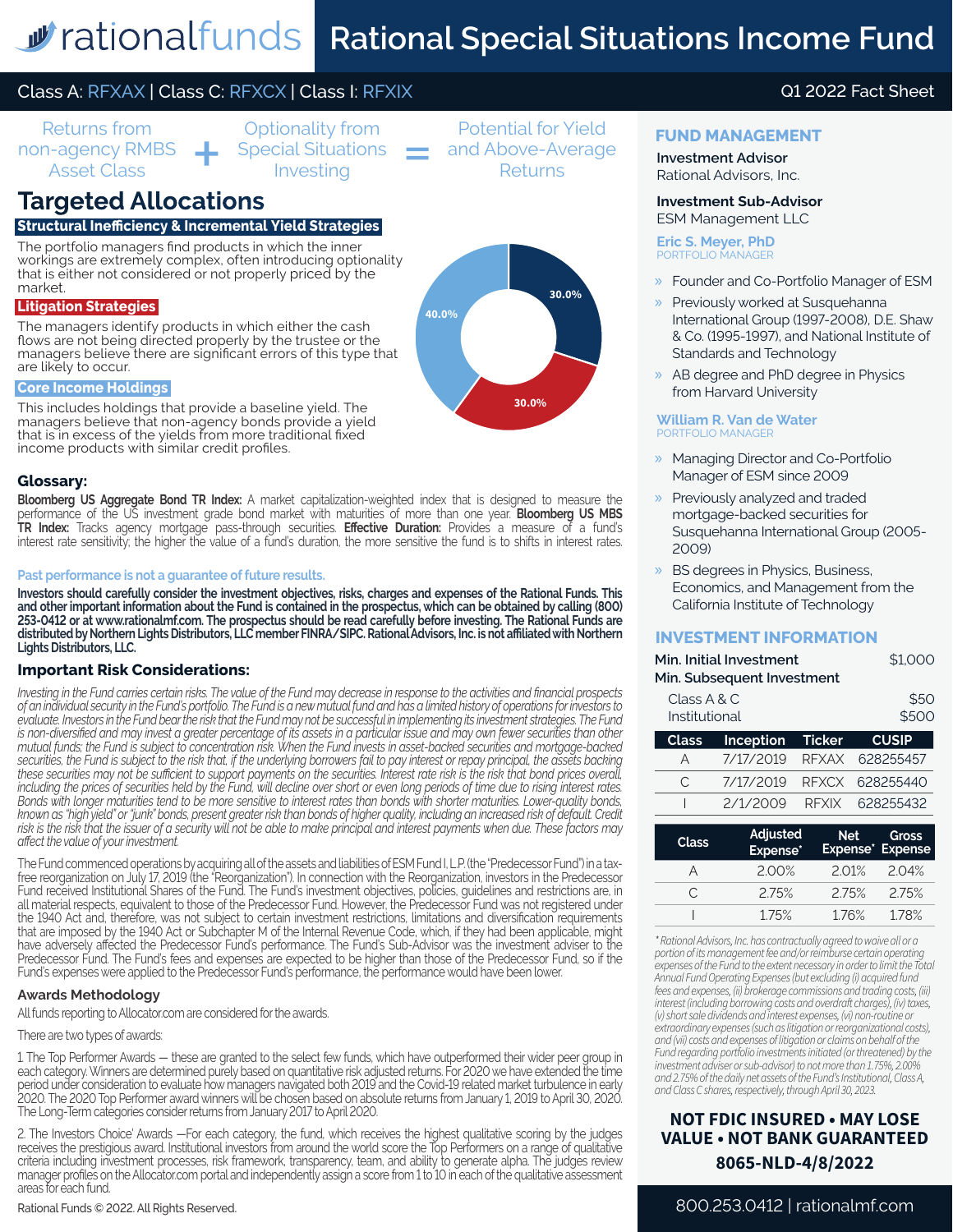# Rational Special Situations Income Fund

Class A: RFXAX | Class C: RFXCX | Class I: RFXIX

Q1 2022 Fact Sheet

Returns from non-agency RMBS Asset Class + Optionality from Special Situations Investing = Potential for Yield and Above-Average Returns

## Targeted Allocations

**Structural Inefficiency & Incremental Yield Strategies**

The portfolio managers find products in which the inner workings are extremely complex, often introducing optionality that is either not considered or not properly priced by the market.

**Litigation Strategies**

The managers identify products in which either the cash flows are not being directed properly by the trustee or the managers believe there are significant errors of this type that are likely to occur.

**Core Income Holdings**

This includes holdings that provide a baseline yield. The managers believe that non-agency bonds provide a yield that is in excess of the yields from more traditional fixed income products with similar credit profiles.

30.0%
30.0%
40.0%

### Glossary:

**Bloomberg US Aggregate Bond TR Index:** A market capitalization-weighted index that is designed to measure the performance of the US investment grade bond market with maturities of more than one year. **Bloomberg US MBS TR Index:** Tracks agency mortgage pass-through securities. **Effective Duration:** Provides a measure of a fund's interest rate sensitivity; the higher the value of a fund's duration, the more sensitive the fund is to shifts in interest rates.

Past performance is not a guarantee of future results.

**Investors should carefully consider the investment objectives, risks, charges and expenses of the Rational Funds. This and other important information about the Fund is contained in the prospectus, which can be obtained by calling (800) 253-0412 or at www.rationalmf.com. The prospectus should be read carefully before investing. The Rational Funds are distributed by Northern Lights Distributors, LLC member FINRA/SIPC. Rational Advisors, Inc. is not affiliated with Northern Lights Distributors, LLC.**

### Important Risk Considerations:

*Investing in the Fund carries certain risks. The value of the Fund may decrease in response to the activities and financial prospects of an individual security in the Fund's portfolio. The Fund is a new mutual fund and has a limited history of operations for investors to evaluate. Investors in the Fund bear the risk that the Fund may not be successful in implementing its investment strategies. The Fund is non-diversified and may invest a greater percentage of its assets in a particular issue and may own fewer securities than other mutual funds; the Fund is subject to concentration risk. When the Fund invests in asset-backed securities and mortgage-backed securities, the Fund is subject to the risk that, if the underlying borrowers fail to pay interest or repay principal, the assets backing these securities may not be sufficient to support payments on the securities. Interest rate risk is the risk that bond prices overall, including the prices of securities held by the Fund, will decline over short or even long periods of time due to rising interest rates. Bonds with longer maturities tend to be more sensitive to interest rates than bonds with shorter maturities. Lower-quality bonds, known as "high yield" or "junk" bonds, present greater risk than bonds of higher quality, including an increased risk of default. Credit risk is the risk that the issuer of a security will not be able to make principal and interest payments when due. These factors may affect the value of your investment.*

The Fund commenced operations by acquiring all of the assets and liabilities of ESM Fund I, L.P. (the "Predecessor Fund") in a tax-free reorganization on July 17, 2019 (the "Reorganization"). In connection with the Reorganization, investors in the Predecessor Fund received Institutional Shares of the Fund. The Fund's investment objectives, policies, guidelines and restrictions are, in all material respects, equivalent to those of the Predecessor Fund. However, the Predecessor Fund was not registered under the 1940 Act and, therefore, was not subject to certain investment restrictions, limitations and diversification requirements that are imposed by the 1940 Act or Subchapter M of the Internal Revenue Code, which, if they had been applicable, might have adversely affected the Predecessor Fund's performance. The Fund's Sub-Advisor was the investment adviser to the Predecessor Fund. The Fund's fees and expenses are expected to be higher than those of the Predecessor Fund, so if the Fund's expenses were applied to the Predecessor Fund's performance, the performance would have been lower.

### Awards Methodology

All funds reporting to Allocator.com are considered for the awards.

There are two types of awards:

1. The Top Performer Awards — these are granted to the select few funds, which have outperformed their wider peer group in each category. Winners are determined purely based on quantitative risk adjusted returns. For 2020 we have extended the time period under consideration to evaluate how managers navigated both 2019 and the Covid-19 related market turbulence in early 2020. The 2020 Top Performer award winners will be chosen based on absolute returns from January 1, 2019 to April 30, 2020. The Long-Term categories consider returns from January 2017 to April 2020.

2. The Investors Choice' Awards —For each category, the fund, which receives the highest qualitative scoring by the judges receives the prestigious award. Institutional investors from around the world score the Top Performers on a range of qualitative criteria including investment processes, risk framework, transparency, team, and ability to generate alpha. The judges review manager profiles on the Allocator.com portal and independently assign a score from 1 to 10 in each of the qualitative assessment areas for each fund.

Rational Funds © 2022. All Rights Reserved.

## FUND MANAGEMENT

**Investment Advisor**
Rational Advisors, Inc.

**Investment Sub-Advisor**
ESM Management LLC

**Eric S. Meyer, PhD**
PORTFOLIO MANAGER

- Founder and Co-Portfolio Manager of ESM
- Previously worked at Susquehanna International Group (1997-2008), D.E. Shaw & Co. (1995-1997), and National Institute of Standards and Technology
- AB degree and PhD degree in Physics from Harvard University

**William R. Van de Water**
PORTFOLIO MANAGER

- Managing Director and Co-Portfolio Manager of ESM since 2009
- Previously analyzed and traded mortgage-backed securities for Susquehanna International Group (2005-2009)
- BS degrees in Physics, Business, Economics, and Management from the California Institute of Technology

## INVESTMENT INFORMATION

| | |
|---|---|
| Min. Initial Investment | $1,000 |
| Min. Subsequent Investment | |
| Class A & C | $50 |
| Institutional | $500 |

| Class | Inception | Ticker | CUSIP |
|---|---|---|---|
| A | 7/17/2019 | RFXAX | 628255457 |
| C | 7/17/2019 | RFXCX | 628255440 |
| I | 2/1/2009 | RFXIX | 628255432 |

| Class | Adjusted Expense* | Net Expense* | Gross Expense |
|---|---|---|---|
| A | 2.00% | 2.01% | 2.04% |
| C | 2.75% | 2.75% | 2.75% |
| I | 1.75% | 1.76% | 1.78% |

*\* Rational Advisors, Inc. has contractually agreed to waive all or a portion of its management fee and/or reimburse certain operating expenses of the Fund to the extent necessary in order to limit the Total Annual Fund Operating Expenses (but excluding (i) acquired fund fees and expenses, (ii) brokerage commissions and trading costs, (iii) interest (including borrowing costs and overdraft charges), (iv) taxes, (v) short sale dividends and interest expenses, (vi) non-routine or extraordinary expenses (such as litigation or reorganizational costs), and (vii) costs and expenses of litigation or claims on behalf of the Fund regarding portfolio investments initiated (or threatened) by the investment adviser or sub-advisor) to not more than 1.75%, 2.00% and 2.75% of the daily net assets of the Fund's Institutional, Class A, and Class C shares, respectively, through April 30, 2023.*

**NOT FDIC INSURED • MAY LOSE VALUE • NOT BANK GUARANTEED**

**8065-NLD-4/8/2022**

800.253.0412 | rationalmf.com